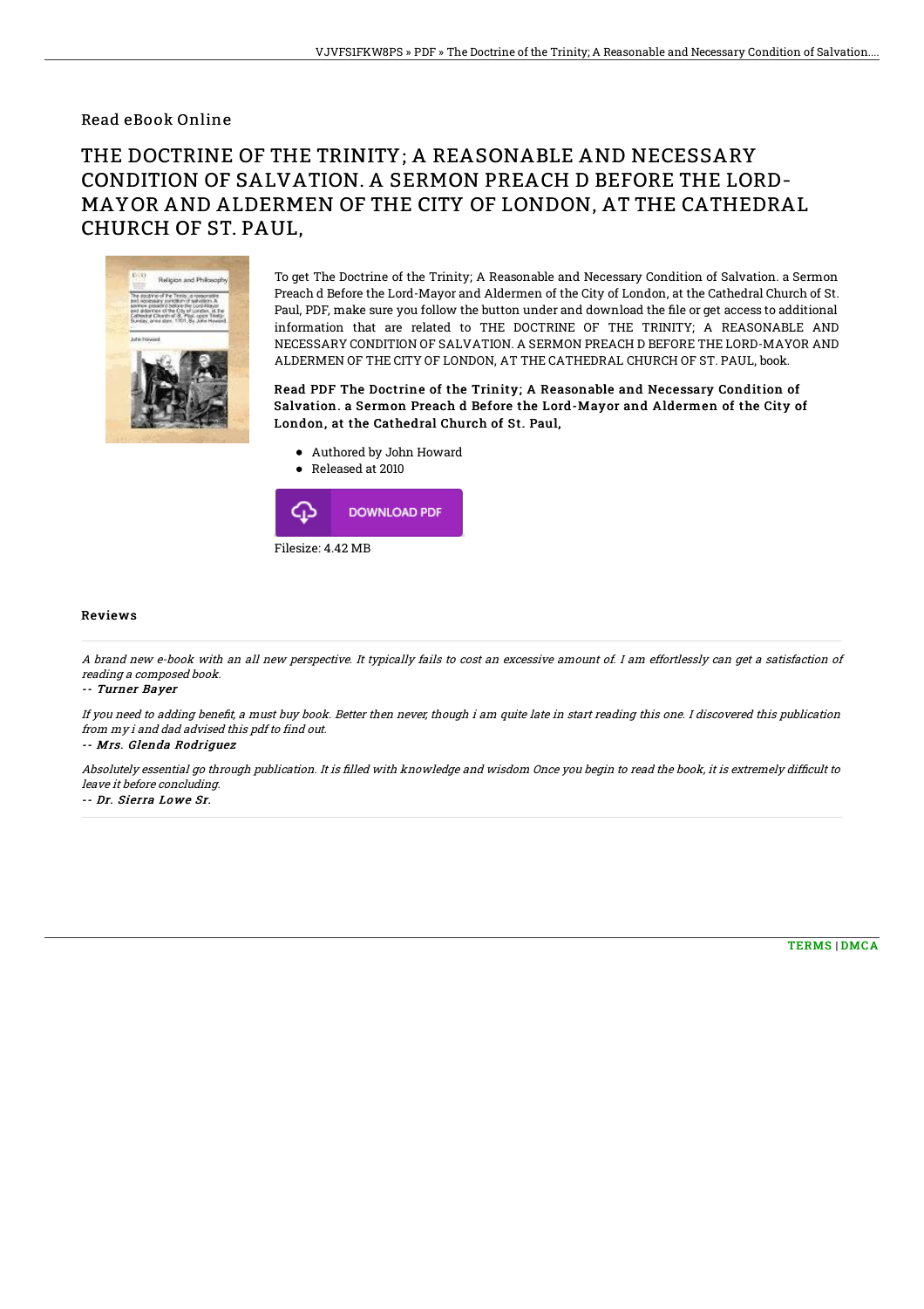Read eBook Online

# THE DOCTRINE OF THE TRINITY; A REASONABLE AND NECESSARY CONDITION OF SALVATION. A SERMON PREACH D BEFORE THE LORD-MAYOR AND ALDERMEN OF THE CITY OF LONDON, AT THE CATHEDRAL CHURCH OF ST. PAUL,

To get The Doctrine of the Trinity; A Reasonable and Necessary Condition of Salvation. a Sermon Preach d Before the Lord-Mayor and Aldermen of the City of London, at the Cathedral Church of St. Paul, PDF, make sure you follow the button under and download the file or get access to additional information that are related to THE DOCTRINE OF THE TRINITY; A REASONABLE AND NECESSARY CONDITION OF SALVATION. A SERMON PREACH D BEFORE THE LORD-MAYOR AND ALDERMEN OF THE CITY OF LONDON, AT THE CATHEDRAL CHURCH OF ST. PAUL, book.

**Read PDF The Doctrine of the Trinity; A Reasonable and Necessary Condition of Salvation. a Sermon Preach d Before the Lord-Mayor and Aldermen of the City of London, at the Cathedral Church of St. Paul,**

- Authored by John Howard
- Released at 2010

DOWNLOAD PDF

Filesize: 4.42 MB

## Reviews

*A brand new e-book with an all new perspective. It typically fails to cost an excessive amount of. I am effortlessly can get a satisfaction of reading a composed book.*

*-- Turner Bayer*

*If you need to adding benefit, a must buy book. Better then never, though i am quite late in start reading this one. I discovered this publication from my i and dad advised this pdf to find out.*

*-- Mrs. Glenda Rodriguez*

*Absolutely essential go through publication. It is filled with knowledge and wisdom Once you begin to read the book, it is extremely difficult to leave it before concluding.*

*-- Dr. Sierra Lowe Sr.*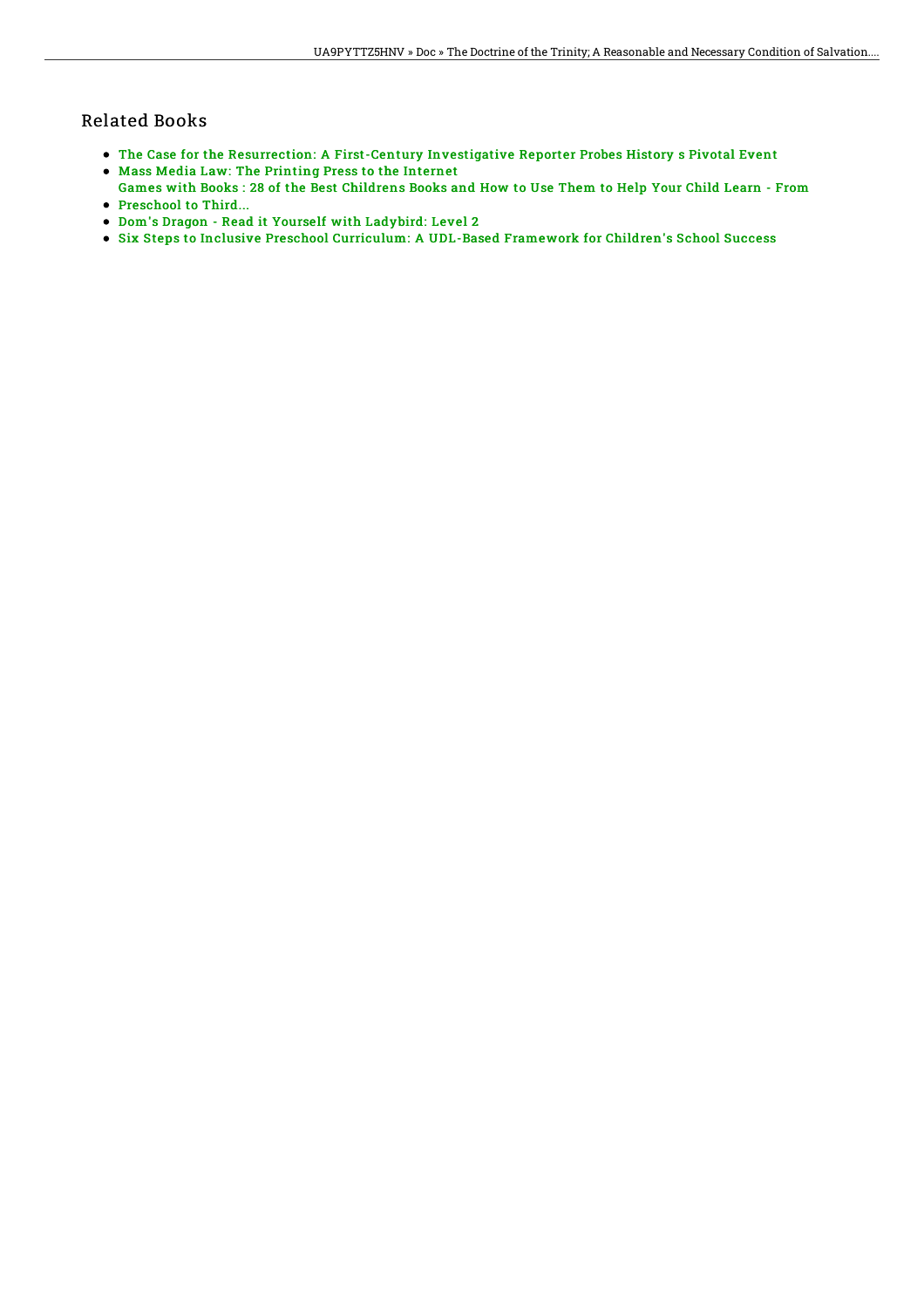## Related Books

- The Case for the Resurrection: A First-Century Investigative Reporter Probes History s Pivotal Event
- Mass Media Law: The Printing Press to the Internet
- Games with Books : 28 of the Best Childrens Books and How to Use Them to Help Your Child Learn - From Preschool to Third...
- Dom's Dragon - Read it Yourself with Ladybird: Level 2
- Six Steps to Inclusive Preschool Curriculum: A UDL-Based Framework for Children's School Success